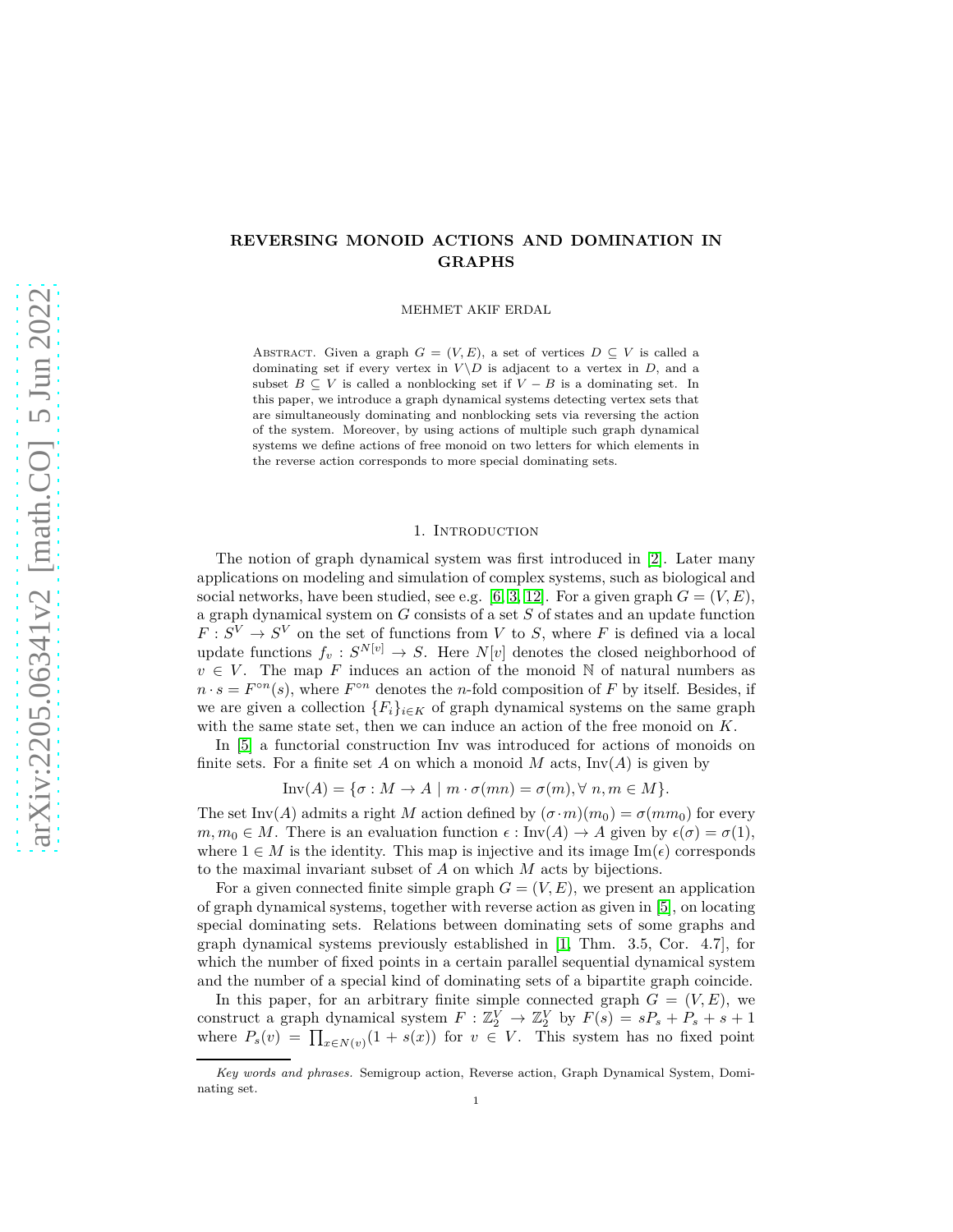# REVERSING MONOID ACTIONS AND DOMINATION IN GRAPHS

MEHMET AKIF ERDAL

Abstract. Given a graph $G = (V, E)$, a set of vertices $D \subseteq V$ is called a dominating set if every vertex in $V \backslash D$ is adjacent to a vertex in $D$, and a subset $B \subseteq V$ is called a nonblocking set if $V - B$ is a dominating set. In this paper, we introduce a graph dynamical systems detecting vertex sets that are simultaneously dominating and nonblocking sets via reversing the action of the system. Moreover, by using actions of multiple such graph dynamical systems we define actions of free monoid on two letters for which elements in the reverse action corresponds to more special dominating sets.

## 1. Introduction

The notion of graph dynamical system was first introduced in [2]. Later many applications on modeling and simulation of complex systems, such as biological and social networks, have been studied, see e.g. [6, 3, 12]. For a given graph $G = (V, E)$, a graph dynamical system on $G$ consists of a set $S$ of states and an update function $F : S^V \to S^V$ on the set of functions from $V$ to $S$, where $F$ is defined via a local update functions $f_v : S^{N[v]} \to S$. Here $N[v]$ denotes the closed neighborhood of $v \in V$. The map $F$ induces an action of the monoid $\mathbb{N}$ of natural numbers as $n \cdot s = F^{\circ n}(s)$, where $F^{\circ n}$ denotes the $n$-fold composition of $F$ by itself. Besides, if we are given a collection $\{F_i\}_{i \in K}$ of graph dynamical systems on the same graph with the same state set, then we can induce an action of the free monoid on $K$.

In [5] a functorial construction Inv was introduced for actions of monoids on finite sets. For a finite set $A$ on which a monoid $M$ acts, $\mathrm{Inv}(A)$ is given by

$$\mathrm{Inv}(A) = \{\sigma : M \to A \mid m \cdot \sigma(mn) = \sigma(m), \forall\, n, m \in M\}.$$

The set $\mathrm{Inv}(A)$ admits a right $M$ action defined by $(\sigma \cdot m)(m_0) = \sigma(m m_0)$ for every $m, m_0 \in M$. There is an evaluation function $\epsilon : \mathrm{Inv}(A) \to A$ given by $\epsilon(\sigma) = \sigma(1)$, where $1 \in M$ is the identity. This map is injective and its image $\mathrm{Im}(\epsilon)$ corresponds to the maximal invariant subset of $A$ on which $M$ acts by bijections.

For a given connected finite simple graph $G = (V, E)$, we present an application of graph dynamical systems, together with reverse action as given in [5], on locating special dominating sets. Relations between dominating sets of some graphs and graph dynamical systems previously established in [1, Thm. 3.5, Cor. 4.7], for which the number of fixed points in a certain parallel sequential dynamical system and the number of a special kind of dominating sets of a bipartite graph coincide.

In this paper, for an arbitrary finite simple connected graph $G = (V, E)$, we construct a graph dynamical system $F : \mathbb{Z}_2^V \to \mathbb{Z}_2^V$ by $F(s) = sP_s + P_s + s + 1$ where $P_s(v) = \prod_{x \in N(v)}(1 + s(x))$ for $v \in V$. This system has no fixed point

*Key words and phrases.* Semigroup action, Reverse action, Graph Dynamical System, Dominating set.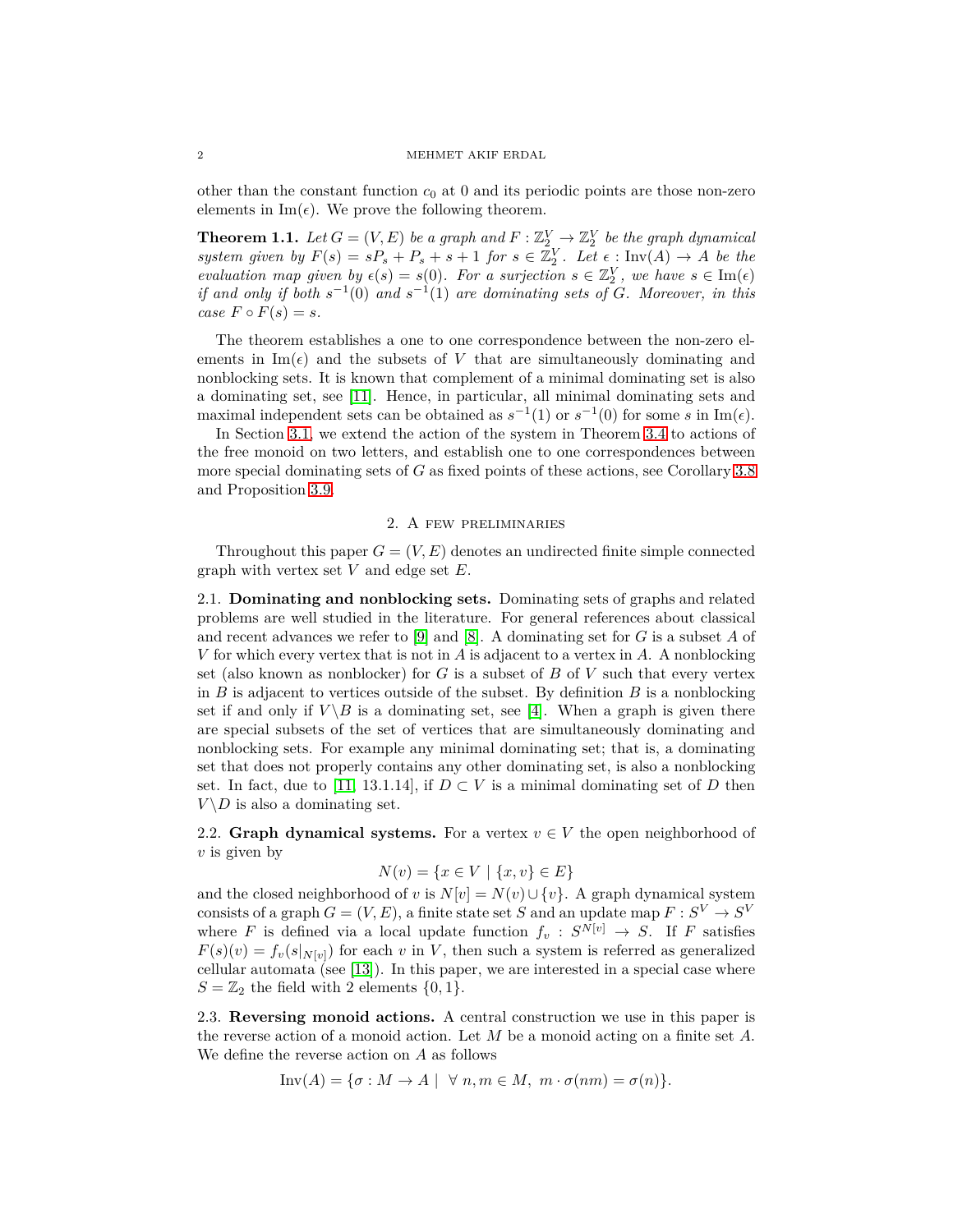other than the constant function $c_0$ at 0 and its periodic points are those non-zero elements in $\mathrm{Im}(\epsilon)$. We prove the following theorem.

**Theorem 1.1.** *Let $G = (V, E)$ be a graph and $F : \mathbb{Z}_2^V \to \mathbb{Z}_2^V$ be the graph dynamical system given by $F(s) = sP_s + P_s + s + 1$ for $s \in \mathbb{Z}_2^V$. Let $\epsilon : \mathrm{Inv}(A) \to A$ be the evaluation map given by $\epsilon(s) = s(0)$. For a surjection $s \in \mathbb{Z}_2^V$, we have $s \in \mathrm{Im}(\epsilon)$ if and only if both $s^{-1}(0)$ and $s^{-1}(1)$ are dominating sets of $G$. Moreover, in this case $F \circ F(s) = s$.*

The theorem establishes a one to one correspondence between the non-zero elements in $\mathrm{Im}(\epsilon)$ and the subsets of $V$ that are simultaneously dominating and nonblocking sets. It is known that complement of a minimal dominating set is also a dominating set, see [11]. Hence, in particular, all minimal dominating sets and maximal independent sets can be obtained as $s^{-1}(1)$ or $s^{-1}(0)$ for some $s$ in $\mathrm{Im}(\epsilon)$.

In Section 3.1, we extend the action of the system in Theorem 3.4 to actions of the free monoid on two letters, and establish one to one correspondences between more special dominating sets of $G$ as fixed points of these actions, see Corollary 3.8 and Proposition 3.9.

## 2. A few preliminaries

Throughout this paper $G = (V, E)$ denotes an undirected finite simple connected graph with vertex set $V$ and edge set $E$.

### 2.1. Dominating and nonblocking sets.

Dominating sets of graphs and related problems are well studied in the literature. For general references about classical and recent advances we refer to [9] and [8]. A dominating set for $G$ is a subset $A$ of $V$ for which every vertex that is not in $A$ is adjacent to a vertex in $A$. A nonblocking set (also known as nonblocker) for $G$ is a subset of $B$ of $V$ such that every vertex in $B$ is adjacent to vertices outside of the subset. By definition $B$ is a nonblocking set if and only if $V \backslash B$ is a dominating set, see [4]. When a graph is given there are special subsets of the set of vertices that are simultaneously dominating and nonblocking sets. For example any minimal dominating set; that is, a dominating set that does not properly contains any other dominating set, is also a nonblocking set. In fact, due to [11, 13.1.14], if $D \subset V$ is a minimal dominating set of $D$ then $V \backslash D$ is also a dominating set.

### 2.2. Graph dynamical systems.

For a vertex $v \in V$ the open neighborhood of $v$ is given by

$$N(v) = \{x \in V \mid \{x, v\} \in E\}$$

and the closed neighborhood of $v$ is $N[v] = N(v) \cup \{v\}$. A graph dynamical system consists of a graph $G = (V, E)$, a finite state set $S$ and an update map $F : S^V \to S^V$ where $F$ is defined via a local update function $f_v : S^{N[v]} \to S$. If $F$ satisfies $F(s)(v) = f_v(s|_{N[v]})$ for each $v$ in $V$, then such a system is referred as generalized cellular automata (see [13]). In this paper, we are interested in a special case where $S = \mathbb{Z}_2$ the field with 2 elements $\{0, 1\}$.

### 2.3. Reversing monoid actions.

A central construction we use in this paper is the reverse action of a monoid action. Let $M$ be a monoid acting on a finite set $A$. We define the reverse action on $A$ as follows

$$\mathrm{Inv}(A) = \{\sigma : M \to A \mid \ \forall\, n, m \in M,\ m \cdot \sigma(nm) = \sigma(n)\}.$$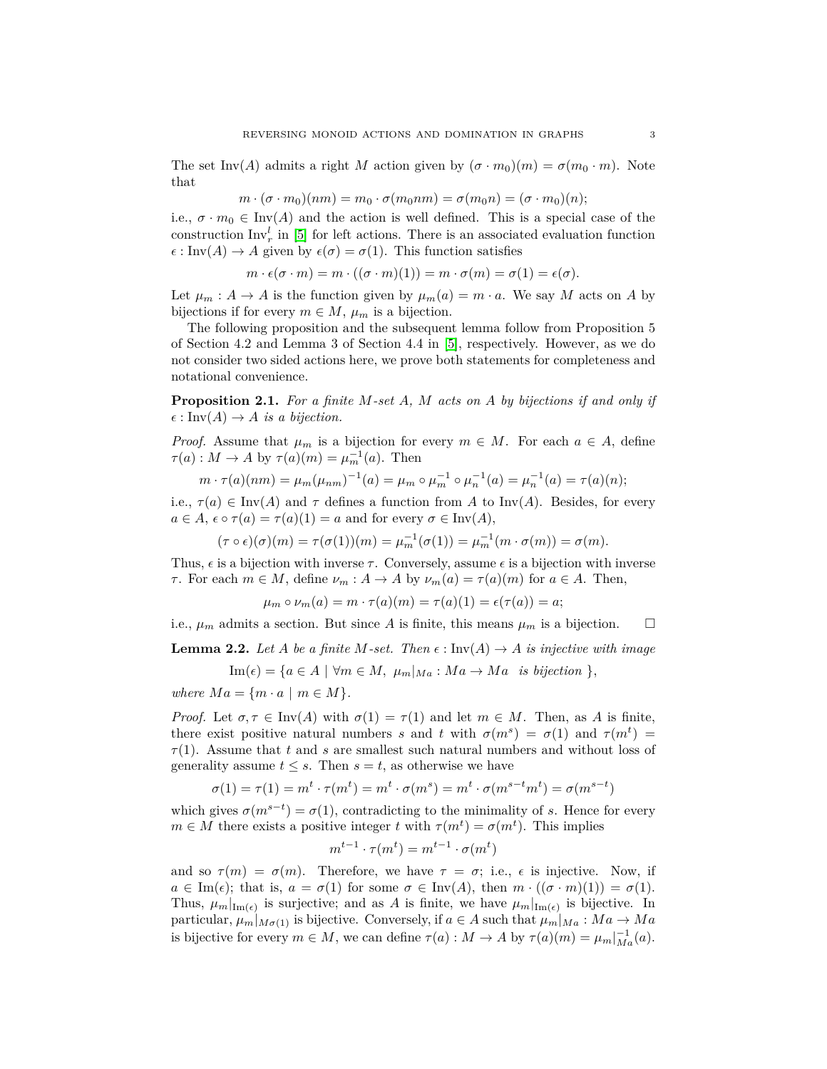The set $\mathrm{Inv}(A)$ admits a right $M$ action given by $(\sigma \cdot m_0)(m) = \sigma(m_0 \cdot m)$. Note that

$$m \cdot (\sigma \cdot m_0)(nm) = m_0 \cdot \sigma(m_0 nm) = \sigma(m_0 n) = (\sigma \cdot m_0)(n);$$

i.e., $\sigma \cdot m_0 \in \mathrm{Inv}(A)$ and the action is well defined. This is a special case of the construction $\mathrm{Inv}^l_r$ in [5] for left actions. There is an associated evaluation function $\epsilon : \mathrm{Inv}(A) \to A$ given by $\epsilon(\sigma) = \sigma(1)$. This function satisfies

$$m \cdot \epsilon(\sigma \cdot m) = m \cdot ((\sigma \cdot m)(1)) = m \cdot \sigma(m) = \sigma(1) = \epsilon(\sigma).$$

Let $\mu_m : A \to A$ is the function given by $\mu_m(a) = m \cdot a$. We say $M$ acts on $A$ by bijections if for every $m \in M$, $\mu_m$ is a bijection.

The following proposition and the subsequent lemma follow from Proposition 5 of Section 4.2 and Lemma 3 of Section 4.4 in [5], respectively. However, as we do not consider two sided actions here, we prove both statements for completeness and notational convenience.

**Proposition 2.1.** *For a finite $M$-set $A$, $M$ acts on $A$ by bijections if and only if $\epsilon : \mathrm{Inv}(A) \to A$ is a bijection.*

*Proof.* Assume that $\mu_m$ is a bijection for every $m \in M$. For each $a \in A$, define $\tau(a) : M \to A$ by $\tau(a)(m) = \mu_m^{-1}(a)$. Then

$$m \cdot \tau(a)(nm) = \mu_m(\mu_{nm})^{-1}(a) = \mu_m \circ \mu_m^{-1} \circ \mu_n^{-1}(a) = \mu_n^{-1}(a) = \tau(a)(n);$$

i.e., $\tau(a) \in \mathrm{Inv}(A)$ and $\tau$ defines a function from $A$ to $\mathrm{Inv}(A)$. Besides, for every $a \in A$, $\epsilon \circ \tau(a) = \tau(a)(1) = a$ and for every $\sigma \in \mathrm{Inv}(A)$,

$$(\tau \circ \epsilon)(\sigma)(m) = \tau(\sigma(1))(m) = \mu_m^{-1}(\sigma(1)) = \mu_m^{-1}(m \cdot \sigma(m)) = \sigma(m).$$

Thus, $\epsilon$ is a bijection with inverse $\tau$. Conversely, assume $\epsilon$ is a bijection with inverse $\tau$. For each $m \in M$, define $\nu_m : A \to A$ by $\nu_m(a) = \tau(a)(m)$ for $a \in A$. Then,

$$\mu_m \circ \nu_m(a) = m \cdot \tau(a)(m) = \tau(a)(1) = \epsilon(\tau(a)) = a;$$

i.e., $\mu_m$ admits a section. But since $A$ is finite, this means $\mu_m$ is a bijection. $\square$

**Lemma 2.2.** *Let $A$ be a finite $M$-set. Then $\epsilon : \mathrm{Inv}(A) \to A$ is injective with image*

$$\mathrm{Im}(\epsilon) = \{a \in A \mid \forall m \in M,\ \mu_m|_{Ma} : Ma \to Ma \ \text{ is bijection } \},$$

*where $Ma = \{m \cdot a \mid m \in M\}$.*

*Proof.* Let $\sigma, \tau \in \mathrm{Inv}(A)$ with $\sigma(1) = \tau(1)$ and let $m \in M$. Then, as $A$ is finite, there exist positive natural numbers $s$ and $t$ with $\sigma(m^s) = \sigma(1)$ and $\tau(m^t) = \tau(1)$. Assume that $t$ and $s$ are smallest such natural numbers and without loss of generality assume $t \leq s$. Then $s = t$, as otherwise we have

$$\sigma(1) = \tau(1) = m^t \cdot \tau(m^t) = m^t \cdot \sigma(m^s) = m^t \cdot \sigma(m^{s-t} m^t) = \sigma(m^{s-t})$$

which gives $\sigma(m^{s-t}) = \sigma(1)$, contradicting to the minimality of $s$. Hence for every $m \in M$ there exists a positive integer $t$ with $\tau(m^t) = \sigma(m^t)$. This implies

$$m^{t-1} \cdot \tau(m^t) = m^{t-1} \cdot \sigma(m^t)$$

and so $\tau(m) = \sigma(m)$. Therefore, we have $\tau = \sigma$; i.e., $\epsilon$ is injective. Now, if $a \in \mathrm{Im}(\epsilon)$; that is, $a = \sigma(1)$ for some $\sigma \in \mathrm{Inv}(A)$, then $m \cdot ((\sigma \cdot m)(1)) = \sigma(1)$. Thus, $\mu_m|_{\mathrm{Im}(\epsilon)}$ is surjective; and as $A$ is finite, we have $\mu_m|_{\mathrm{Im}(\epsilon)}$ is bijective. In particular, $\mu_m|_{M\sigma(1)}$ is bijective. Conversely, if $a \in A$ such that $\mu_m|_{Ma} : Ma \to Ma$ is bijective for every $m \in M$, we can define $\tau(a) : M \to A$ by $\tau(a)(m) = \mu_m|_{Ma}^{-1}(a)$.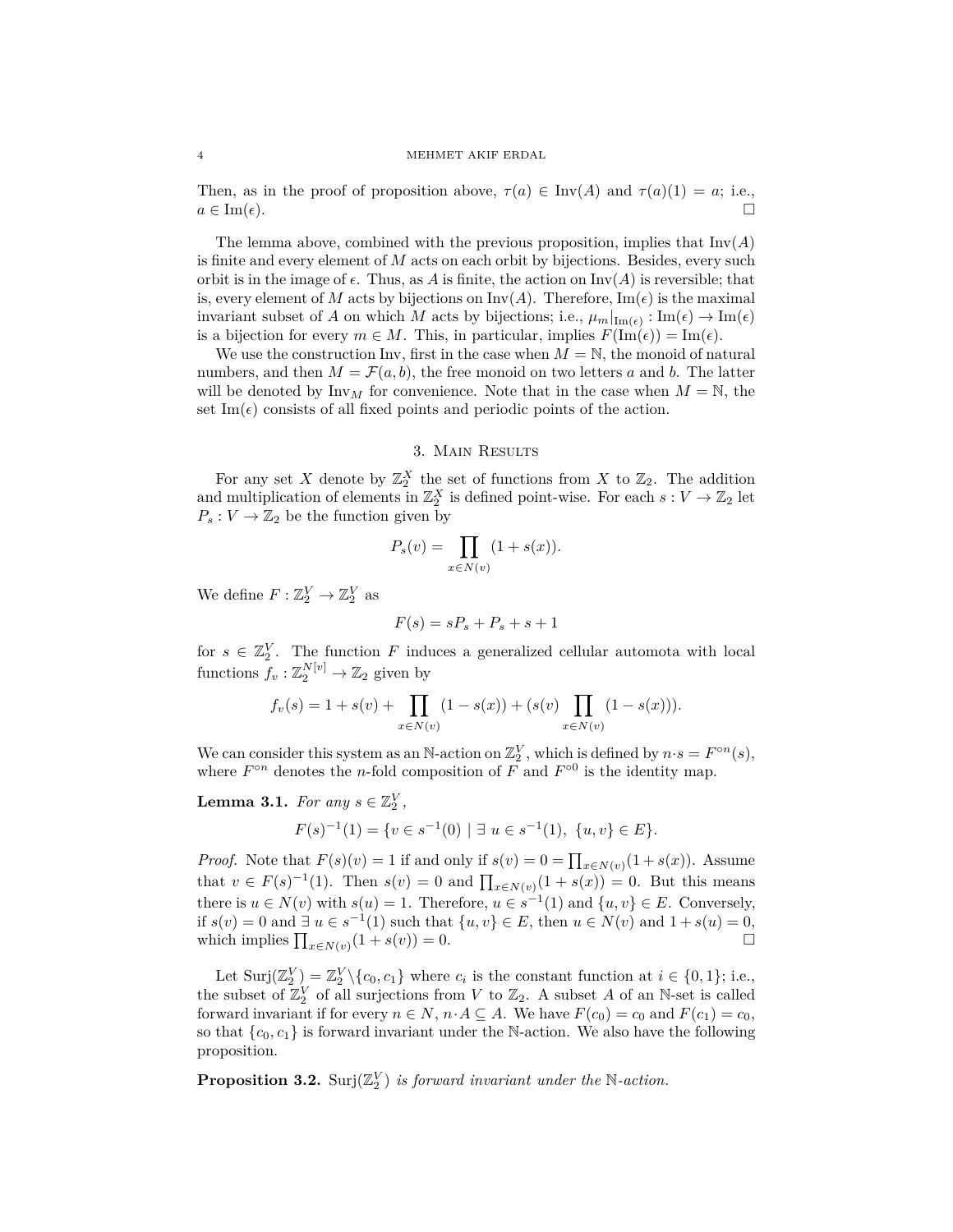Then, as in the proof of proposition above, $\tau(a) \in \mathrm{Inv}(A)$ and $\tau(a)(1) = a$; i.e., $a \in \mathrm{Im}(\epsilon)$. □

The lemma above, combined with the previous proposition, implies that $\mathrm{Inv}(A)$ is finite and every element of $M$ acts on each orbit by bijections. Besides, every such orbit is in the image of $\epsilon$. Thus, as $A$ is finite, the action on $\mathrm{Inv}(A)$ is reversible; that is, every element of $M$ acts by bijections on $\mathrm{Inv}(A)$. Therefore, $\mathrm{Im}(\epsilon)$ is the maximal invariant subset of $A$ on which $M$ acts by bijections; i.e., $\mu_m|_{\mathrm{Im}(\epsilon)} : \mathrm{Im}(\epsilon) \to \mathrm{Im}(\epsilon)$ is a bijection for every $m \in M$. This, in particular, implies $F(\mathrm{Im}(\epsilon)) = \mathrm{Im}(\epsilon)$.

We use the construction Inv, first in the case when $M = \mathbb{N}$, the monoid of natural numbers, and then $M = \mathcal{F}(a, b)$, the free monoid on two letters $a$ and $b$. The latter will be denoted by $\mathrm{Inv}_M$ for convenience. Note that in the case when $M = \mathbb{N}$, the set $\mathrm{Im}(\epsilon)$ consists of all fixed points and periodic points of the action.

## 3. Main Results

For any set $X$ denote by $\mathbb{Z}_2^X$ the set of functions from $X$ to $\mathbb{Z}_2$. The addition and multiplication of elements in $\mathbb{Z}_2^X$ is defined point-wise. For each $s : V \to \mathbb{Z}_2$ let $P_s : V \to \mathbb{Z}_2$ be the function given by

$$P_s(v) = \prod_{x \in N(v)} (1 + s(x)).$$

We define $F : \mathbb{Z}_2^V \to \mathbb{Z}_2^V$ as

$$F(s) = sP_s + P_s + s + 1$$

for $s \in \mathbb{Z}_2^V$. The function $F$ induces a generalized cellular automota with local functions $f_v : \mathbb{Z}_2^{N[v]} \to \mathbb{Z}_2$ given by

$$f_v(s) = 1 + s(v) + \prod_{x \in N(v)} (1 - s(x)) + (s(v) \prod_{x \in N(v)} (1 - s(x))).$$

We can consider this system as an $\mathbb{N}$-action on $\mathbb{Z}_2^V$, which is defined by $n \cdot s = F^{\circ n}(s)$, where $F^{\circ n}$ denotes the $n$-fold composition of $F$ and $F^{\circ 0}$ is the identity map.

**Lemma 3.1.** *For any $s \in \mathbb{Z}_2^V$,*

$$F(s)^{-1}(1) = \{v \in s^{-1}(0) \mid \exists\ u \in s^{-1}(1),\ \{u, v\} \in E\}.$$

*Proof.* Note that $F(s)(v) = 1$ if and only if $s(v) = 0 = \prod_{x \in N(v)} (1 + s(x))$. Assume that $v \in F(s)^{-1}(1)$. Then $s(v) = 0$ and $\prod_{x \in N(v)} (1 + s(x)) = 0$. But this means there is $u \in N(v)$ with $s(u) = 1$. Therefore, $u \in s^{-1}(1)$ and $\{u, v\} \in E$. Conversely, if $s(v) = 0$ and $\exists\ u \in s^{-1}(1)$ such that $\{u, v\} \in E$, then $u \in N(v)$ and $1 + s(u) = 0$, which implies $\prod_{x \in N(v)} (1 + s(v)) = 0$. □

Let $\mathrm{Surj}(\mathbb{Z}_2^V) = \mathbb{Z}_2^V \backslash \{c_0, c_1\}$ where $c_i$ is the constant function at $i \in \{0, 1\}$; i.e., the subset of $\mathbb{Z}_2^V$ of all surjections from $V$ to $\mathbb{Z}_2$. A subset $A$ of an $\mathbb{N}$-set is called forward invariant if for every $n \in N$, $n \cdot A \subseteq A$. We have $F(c_0) = c_0$ and $F(c_1) = c_0$, so that $\{c_0, c_1\}$ is forward invariant under the $\mathbb{N}$-action. We also have the following proposition.

**Proposition 3.2.** *$\mathrm{Surj}(\mathbb{Z}_2^V)$ is forward invariant under the $\mathbb{N}$-action.*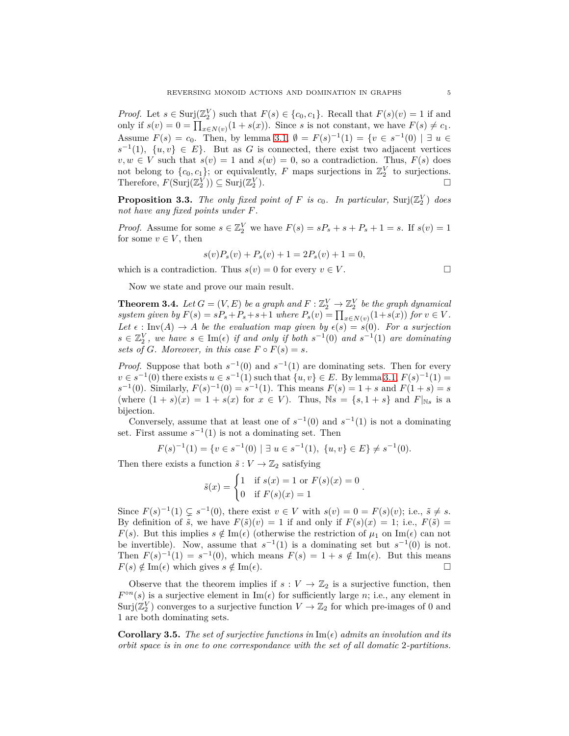*Proof.* Let $s \in \mathrm{Surj}(\mathbb{Z}_2^V)$ such that $F(s) \in \{c_0, c_1\}$. Recall that $F(s)(v) = 1$ if and only if $s(v) = 0 = \prod_{x \in N(v)}(1 + s(x))$. Since $s$ is not constant, we have $F(s) \neq c_1$. Assume $F(s) = c_0$. Then, by lemma 3.1, $\emptyset = F(s)^{-1}(1) = \{v \in s^{-1}(0) \mid \exists\, u \in s^{-1}(1),\ \{u, v\} \in E\}$. But as $G$ is connected, there exist two adjacent vertices $v, w \in V$ such that $s(v) = 1$ and $s(w) = 0$, so a contradiction. Thus, $F(s)$ does not belong to $\{c_0, c_1\}$; or equivalently, $F$ maps surjections in $\mathbb{Z}_2^V$ to surjections. Therefore, $F(\mathrm{Surj}(\mathbb{Z}_2^V)) \subseteq \mathrm{Surj}(\mathbb{Z}_2^V)$. □

**Proposition 3.3.** *The only fixed point of $F$ is $c_0$. In particular,* $\mathrm{Surj}(\mathbb{Z}_2^V)$ *does not have any fixed points under $F$.*

*Proof.* Assume for some $s \in \mathbb{Z}_2^V$ we have $F(s) = sP_s + s + P_s + 1 = s$. If $s(v) = 1$ for some $v \in V$, then

$$s(v)P_s(v) + P_s(v) + 1 = 2P_s(v) + 1 = 0,$$

which is a contradiction. Thus $s(v) = 0$ for every $v \in V$. □

Now we state and prove our main result.

**Theorem 3.4.** *Let $G = (V, E)$ be a graph and $F : \mathbb{Z}_2^V \to \mathbb{Z}_2^V$ be the graph dynamical system given by $F(s) = sP_s + P_s + s + 1$ where $P_s(v) = \prod_{x \in N(v)}(1 + s(x))$ for $v \in V$. Let $\epsilon : \mathrm{Inv}(A) \to A$ be the evaluation map given by $\epsilon(s) = s(0)$. For a surjection $s \in \mathbb{Z}_2^V$, we have $s \in \mathrm{Im}(\epsilon)$ if and only if both $s^{-1}(0)$ and $s^{-1}(1)$ are dominating sets of $G$. Moreover, in this case $F \circ F(s) = s$.*

*Proof.* Suppose that both $s^{-1}(0)$ and $s^{-1}(1)$ are dominating sets. Then for every $v \in s^{-1}(0)$ there exists $u \in s^{-1}(1)$ such that $\{u, v\} \in E$. By lemma 3.1, $F(s)^{-1}(1) = s^{-1}(0)$. Similarly, $F(s)^{-1}(0) = s^{-1}(1)$. This means $F(s) = 1 + s$ and $F(1 + s) = s$ (where $(1 + s)(x) = 1 + s(x)$ for $x \in V$). Thus, $\mathbb{N}s = \{s, 1 + s\}$ and $F|_{\mathbb{N}s}$ is a bijection.

Conversely, assume that at least one of $s^{-1}(0)$ and $s^{-1}(1)$ is not a dominating set. First assume $s^{-1}(1)$ is not a dominating set. Then

$$F(s)^{-1}(1) = \{v \in s^{-1}(0) \mid \exists\, u \in s^{-1}(1),\ \{u, v\} \in E\} \neq s^{-1}(0).$$

Then there exists a function $\tilde{s} : V \to \mathbb{Z}_2$ satisfying

$$\tilde{s}(x) = \begin{cases} 1 & \text{if } s(x) = 1 \text{ or } F(s)(x) = 0 \\ 0 & \text{if } F(s)(x) = 1 \end{cases}.$$

Since $F(s)^{-1}(1) \subsetneq s^{-1}(0)$, there exist $v \in V$ with $s(v) = 0 = F(s)(v)$; i.e., $\tilde{s} \neq s$. By definition of $\tilde{s}$, we have $F(\tilde{s})(v) = 1$ if and only if $F(s)(x) = 1$; i.e., $F(\tilde{s}) = F(s)$. But this implies $s \notin \mathrm{Im}(\epsilon)$ (otherwise the restriction of $\mu_1$ on $\mathrm{Im}(\epsilon)$ can not be invertible). Now, assume that $s^{-1}(1)$ is a dominating set but $s^{-1}(0)$ is not. Then $F(s)^{-1}(1) = s^{-1}(0)$, which means $F(s) = 1 + s \notin \mathrm{Im}(\epsilon)$. But this means $F(s) \notin \mathrm{Im}(\epsilon)$ which gives $s \notin \mathrm{Im}(\epsilon)$. □

Observe that the theorem implies if $s : V \to \mathbb{Z}_2$ is a surjective function, then $F^{\circ n}(s)$ is a surjective element in $\mathrm{Im}(\epsilon)$ for sufficiently large $n$; i.e., any element in $\mathrm{Surj}(\mathbb{Z}_2^V)$ converges to a surjective function $V \to \mathbb{Z}_2$ for which pre-images of 0 and 1 are both dominating sets.

**Corollary 3.5.** *The set of surjective functions in $\mathrm{Im}(\epsilon)$ admits an involution and its orbit space is in one to one correspondance with the set of all domatic 2-partitions.*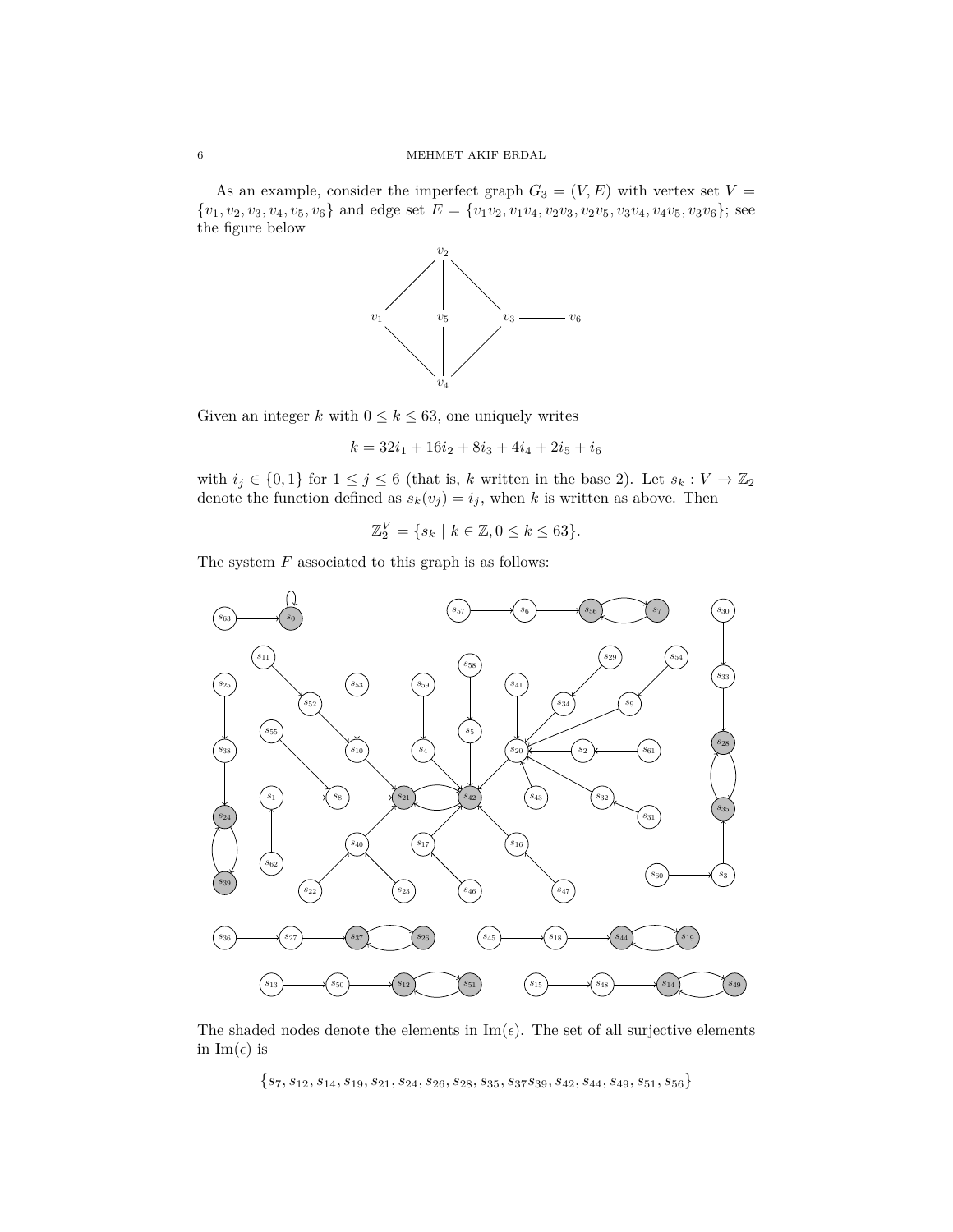As an example, consider the imperfect graph $G_3 = (V, E)$ with vertex set $V = \{v_1, v_2, v_3, v_4, v_5, v_6\}$ and edge set $E = \{v_1v_2, v_1v_4, v_2v_3, v_2v_5, v_3v_4, v_4v_5, v_3v_6\}$; see the figure below

Given an integer $k$ with $0 \le k \le 63$, one uniquely writes

$$k = 32i_1 + 16i_2 + 8i_3 + 4i_4 + 2i_5 + i_6$$

with $i_j \in \{0, 1\}$ for $1 \le j \le 6$ (that is, $k$ written in the base 2). Let $s_k : V \to \mathbb{Z}_2$ denote the function defined as $s_k(v_j) = i_j$, when $k$ is written as above. Then

$$\mathbb{Z}_2^V = \{s_k \mid k \in \mathbb{Z}, 0 \le k \le 63\}.$$

The system $F$ associated to this graph is as follows:

The shaded nodes denote the elements in $\mathrm{Im}(\epsilon)$. The set of all surjective elements in $\mathrm{Im}(\epsilon)$ is

$$\{s_7, s_{12}, s_{14}, s_{19}, s_{21}, s_{24}, s_{26}, s_{28}, s_{35}, s_{37} s_{39}, s_{42}, s_{44}, s_{49}, s_{51}, s_{56}\}$$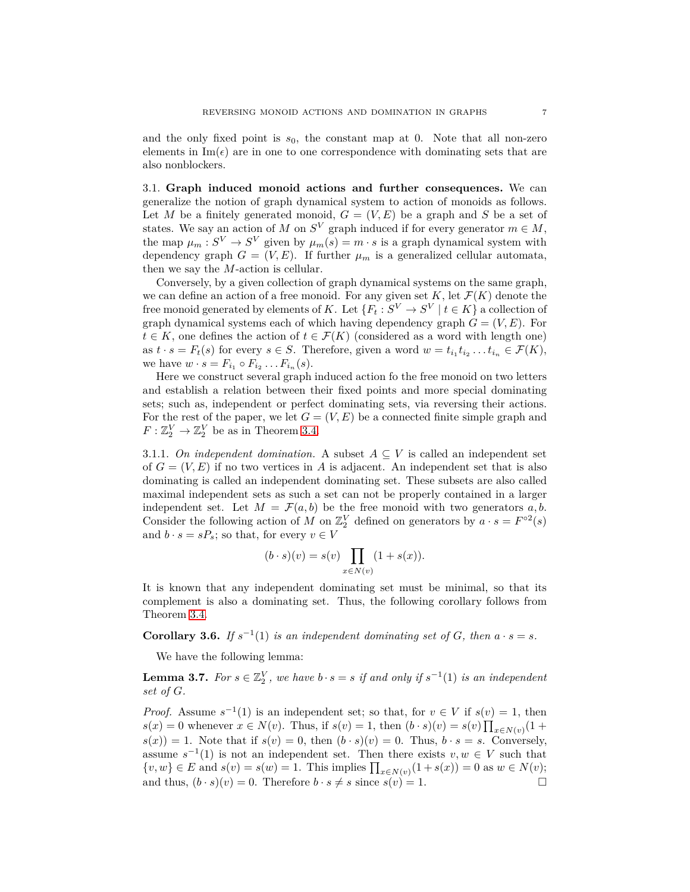and the only fixed point is $s_0$, the constant map at 0. Note that all non-zero elements in $\mathrm{Im}(\epsilon)$ are in one to one correspondence with dominating sets that are also nonblockers.

3.1. **Graph induced monoid actions and further consequences.** We can generalize the notion of graph dynamical system to action of monoids as follows. Let $M$ be a finitely generated monoid, $G = (V, E)$ be a graph and $S$ be a set of states. We say an action of $M$ on $S^V$ graph induced if for every generator $m \in M$, the map $\mu_m : S^V \to S^V$ given by $\mu_m(s) = m \cdot s$ is a graph dynamical system with dependency graph $G = (V, E)$. If further $\mu_m$ is a generalized cellular automata, then we say the $M$-action is cellular.

Conversely, by a given collection of graph dynamical systems on the same graph, we can define an action of a free monoid. For any given set $K$, let $\mathcal{F}(K)$ denote the free monoid generated by elements of $K$. Let $\{F_t : S^V \to S^V \mid t \in K\}$ a collection of graph dynamical systems each of which having dependency graph $G = (V, E)$. For $t \in K$, one defines the action of $t \in \mathcal{F}(K)$ (considered as a word with length one) as $t \cdot s = F_t(s)$ for every $s \in S$. Therefore, given a word $w = t_{i_1} t_{i_2} \ldots t_{i_n} \in \mathcal{F}(K)$, we have $w \cdot s = F_{i_1} \circ F_{i_2} \ldots F_{i_n}(s)$.

Here we construct several graph induced action fo the free monoid on two letters and establish a relation between their fixed points and more special dominating sets; such as, independent or perfect dominating sets, via reversing their actions. For the rest of the paper, we let $G = (V, E)$ be a connected finite simple graph and $F : \mathbb{Z}_2^V \to \mathbb{Z}_2^V$ be as in Theorem 3.4.

3.1.1. *On independent domination.* A subset $A \subseteq V$ is called an independent set of $G = (V, E)$ if no two vertices in $A$ is adjacent. An independent set that is also dominating is called an independent dominating set. These subsets are also called maximal independent sets as such a set can not be properly contained in a larger independent set. Let $M = \mathcal{F}(a, b)$ be the free monoid with two generators $a, b$. Consider the following action of $M$ on $\mathbb{Z}_2^V$ defined on generators by $a \cdot s = F^{\circ 2}(s)$ and $b \cdot s = sP_s$; so that, for every $v \in V$

$$(b \cdot s)(v) = s(v) \prod_{x \in N(v)} (1 + s(x)).$$

It is known that any independent dominating set must be minimal, so that its complement is also a dominating set. Thus, the following corollary follows from Theorem 3.4.

**Corollary 3.6.** *If $s^{-1}(1)$ is an independent dominating set of $G$, then $a \cdot s = s$.*

We have the following lemma:

**Lemma 3.7.** *For $s \in \mathbb{Z}_2^V$, we have $b \cdot s = s$ if and only if $s^{-1}(1)$ is an independent set of $G$.*

*Proof.* Assume $s^{-1}(1)$ is an independent set; so that, for $v \in V$ if $s(v) = 1$, then $s(x) = 0$ whenever $x \in N(v)$. Thus, if $s(v) = 1$, then $(b \cdot s)(v) = s(v) \prod_{x \in N(v)} (1 + s(x)) = 1$. Note that if $s(v) = 0$, then $(b \cdot s)(v) = 0$. Thus, $b \cdot s = s$. Conversely, assume $s^{-1}(1)$ is not an independent set. Then there exists $v, w \in V$ such that $\{v, w\} \in E$ and $s(v) = s(w) = 1$. This implies $\prod_{x \in N(v)} (1 + s(x)) = 0$ as $w \in N(v)$; and thus, $(b \cdot s)(v) = 0$. Therefore $b \cdot s \neq s$ since $s(v) = 1$. $\square$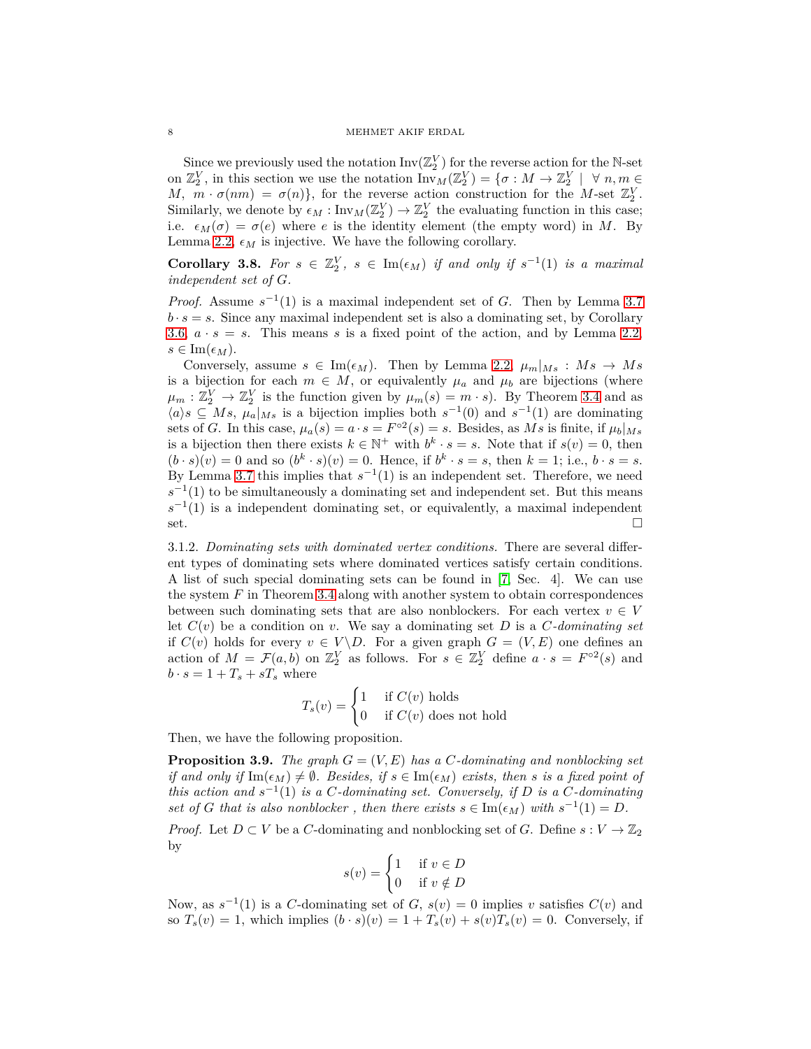Since we previously used the notation $\mathrm{Inv}(\mathbb{Z}_2^V)$ for the reverse action for the $\mathbb{N}$-set on $\mathbb{Z}_2^V$, in this section we use the notation $\mathrm{Inv}_M(\mathbb{Z}_2^V) = \{\sigma : M \to \mathbb{Z}_2^V \mid \forall\, n, m \in M,\ m \cdot \sigma(nm) = \sigma(n)\}$, for the reverse action construction for the $M$-set $\mathbb{Z}_2^V$. Similarly, we denote by $\epsilon_M : \mathrm{Inv}_M(\mathbb{Z}_2^V) \to \mathbb{Z}_2^V$ the evaluating function in this case; i.e. $\epsilon_M(\sigma) = \sigma(e)$ where $e$ is the identity element (the empty word) in $M$. By Lemma 2.2, $\epsilon_M$ is injective. We have the following corollary.

**Corollary 3.8.** *For $s \in \mathbb{Z}_2^V$, $s \in \mathrm{Im}(\epsilon_M)$ if and only if $s^{-1}(1)$ is a maximal independent set of $G$.*

*Proof.* Assume $s^{-1}(1)$ is a maximal independent set of $G$. Then by Lemma 3.7 $b \cdot s = s$. Since any maximal independent set is also a dominating set, by Corollary 3.6, $a \cdot s = s$. This means $s$ is a fixed point of the action, and by Lemma 2.2, $s \in \mathrm{Im}(\epsilon_M)$.

Conversely, assume $s \in \mathrm{Im}(\epsilon_M)$. Then by Lemma 2.2, $\mu_m|_{Ms} : Ms \to Ms$ is a bijection for each $m \in M$, or equivalently $\mu_a$ and $\mu_b$ are bijections (where $\mu_m : \mathbb{Z}_2^V \to \mathbb{Z}_2^V$ is the function given by $\mu_m(s) = m \cdot s$). By Theorem 3.4 and as $\langle a \rangle s \subseteq Ms$, $\mu_a|_{Ms}$ is a bijection implies both $s^{-1}(0)$ and $s^{-1}(1)$ are dominating sets of $G$. In this case, $\mu_a(s) = a \cdot s = F^{\circ 2}(s) = s$. Besides, as $Ms$ is finite, if $\mu_b|_{Ms}$ is a bijection then there exists $k \in \mathbb{N}^+$ with $b^k \cdot s = s$. Note that if $s(v) = 0$, then $(b \cdot s)(v) = 0$ and so $(b^k \cdot s)(v) = 0$. Hence, if $b^k \cdot s = s$, then $k = 1$; i.e., $b \cdot s = s$. By Lemma 3.7 this implies that $s^{-1}(1)$ is an independent set. Therefore, we need $s^{-1}(1)$ to be simultaneously a dominating set and independent set. But this means $s^{-1}(1)$ is a independent dominating set, or equivalently, a maximal independent set. □

3.1.2. *Dominating sets with dominated vertex conditions.* There are several different types of dominating sets where dominated vertices satisfy certain conditions. A list of such special dominating sets can be found in [7, Sec. 4]. We can use the system $F$ in Theorem 3.4 along with another system to obtain correspondences between such dominating sets that are also nonblockers. For each vertex $v \in V$ let $C(v)$ be a condition on $v$. We say a dominating set $D$ is a *$C$-dominating set* if $C(v)$ holds for every $v \in V \backslash D$. For a given graph $G = (V, E)$ one defines an action of $M = \mathcal{F}(a, b)$ on $\mathbb{Z}_2^V$ as follows. For $s \in \mathbb{Z}_2^V$ define $a \cdot s = F^{\circ 2}(s)$ and $b \cdot s = 1 + T_s + sT_s$ where

$$T_s(v) = \begin{cases} 1 & \text{if } C(v) \text{ holds} \\ 0 & \text{if } C(v) \text{ does not hold} \end{cases}$$

Then, we have the following proposition.

**Proposition 3.9.** *The graph $G = (V, E)$ has a $C$-dominating and nonblocking set if and only if $\mathrm{Im}(\epsilon_M) \neq \emptyset$. Besides, if $s \in \mathrm{Im}(\epsilon_M)$ exists, then $s$ is a fixed point of this action and $s^{-1}(1)$ is a $C$-dominating set. Conversely, if $D$ is a $C$-dominating set of $G$ that is also nonblocker , then there exists $s \in \mathrm{Im}(\epsilon_M)$ with $s^{-1}(1) = D$.*

*Proof.* Let $D \subset V$ be a $C$-dominating and nonblocking set of $G$. Define $s : V \to \mathbb{Z}_2$ by

$$s(v) = \begin{cases} 1 & \text{if } v \in D \\ 0 & \text{if } v \notin D \end{cases}$$

Now, as $s^{-1}(1)$ is a $C$-dominating set of $G$, $s(v) = 0$ implies $v$ satisfies $C(v)$ and so $T_s(v) = 1$, which implies $(b \cdot s)(v) = 1 + T_s(v) + s(v)T_s(v) = 0$. Conversely, if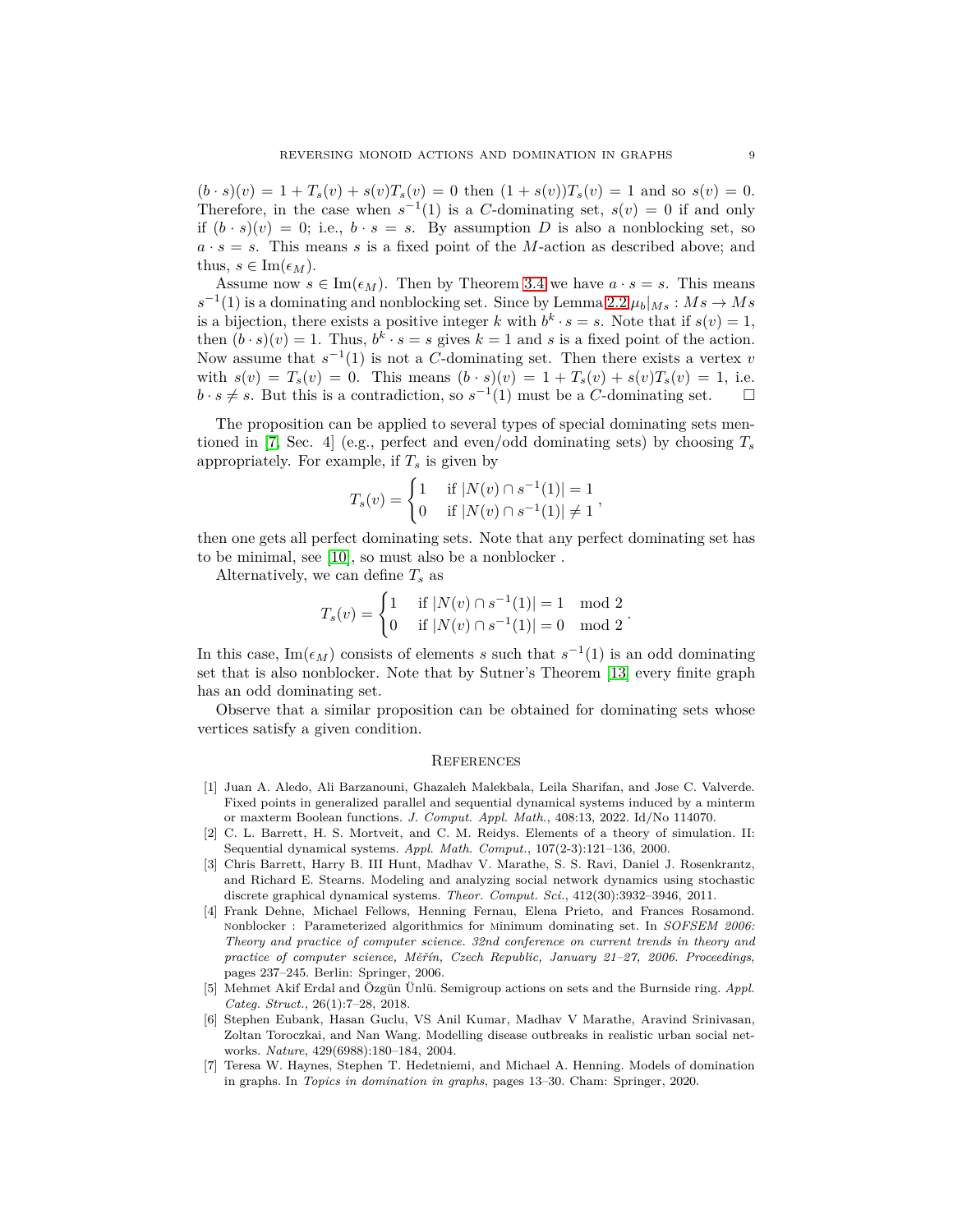$(b \cdot s)(v) = 1 + T_s(v) + s(v)T_s(v) = 0$ then $(1 + s(v))T_s(v) = 1$ and so $s(v) = 0$. Therefore, in the case when $s^{-1}(1)$ is a $C$-dominating set, $s(v) = 0$ if and only if $(b \cdot s)(v) = 0$; i.e., $b \cdot s = s$. By assumption $D$ is also a nonblocking set, so $a \cdot s = s$. This means $s$ is a fixed point of the $M$-action as described above; and thus, $s \in \mathrm{Im}(\epsilon_M)$.

Assume now $s \in \mathrm{Im}(\epsilon_M)$. Then by Theorem 3.4 we have $a \cdot s = s$. This means $s^{-1}(1)$ is a dominating and nonblocking set. Since by Lemma 2.2 $\mu_b|_{Ms} : Ms \to Ms$ is a bijection, there exists a positive integer $k$ with $b^k \cdot s = s$. Note that if $s(v) = 1$, then $(b \cdot s)(v) = 1$. Thus, $b^k \cdot s = s$ gives $k = 1$ and $s$ is a fixed point of the action. Now assume that $s^{-1}(1)$ is not a $C$-dominating set. Then there exists a vertex $v$ with $s(v) = T_s(v) = 0$. This means $(b \cdot s)(v) = 1 + T_s(v) + s(v)T_s(v) = 1$, i.e. $b \cdot s \neq s$. But this is a contradiction, so $s^{-1}(1)$ must be a $C$-dominating set. $\square$

The proposition can be applied to several types of special dominating sets mentioned in [7, Sec. 4] (e.g., perfect and even/odd dominating sets) by choosing $T_s$ appropriately. For example, if $T_s$ is given by

$$T_s(v) = \begin{cases} 1 & \text{if } |N(v) \cap s^{-1}(1)| = 1 \\ 0 & \text{if } |N(v) \cap s^{-1}(1)| \neq 1 \end{cases},$$

then one gets all perfect dominating sets. Note that any perfect dominating set has to be minimal, see [10], so must also be a nonblocker .

Alternatively, we can define $T_s$ as

$$T_s(v) = \begin{cases} 1 & \text{if } |N(v) \cap s^{-1}(1)| = 1 \mod 2 \\ 0 & \text{if } |N(v) \cap s^{-1}(1)| = 0 \mod 2 \end{cases}.$$

In this case, $\mathrm{Im}(\epsilon_M)$ consists of elements $s$ such that $s^{-1}(1)$ is an odd dominating set that is also nonblocker. Note that by Sutner's Theorem [13] every finite graph has an odd dominating set.

Observe that a similar proposition can be obtained for dominating sets whose vertices satisfy a given condition.

## References

[1] Juan A. Aledo, Ali Barzanouni, Ghazaleh Malekbala, Leila Sharifan, and Jose C. Valverde. Fixed points in generalized parallel and sequential dynamical systems induced by a minterm or maxterm Boolean functions. *J. Comput. Appl. Math.*, 408:13, 2022. Id/No 114070.

[2] C. L. Barrett, H. S. Mortveit, and C. M. Reidys. Elements of a theory of simulation. II: Sequential dynamical systems. *Appl. Math. Comput.*, 107(2-3):121–136, 2000.

[3] Chris Barrett, Harry B. III Hunt, Madhav V. Marathe, S. S. Ravi, Daniel J. Rosenkrantz, and Richard E. Stearns. Modeling and analyzing social network dynamics using stochastic discrete graphical dynamical systems. *Theor. Comput. Sci.*, 412(30):3932–3946, 2011.

[4] Frank Dehne, Michael Fellows, Henning Fernau, Elena Prieto, and Frances Rosamond. Nonblocker : Parameterized algorithmics for Minimum dominating set. In *SOFSEM 2006: Theory and practice of computer science. 32nd conference on current trends in theory and practice of computer science, Měřín, Czech Republic, January 21–27, 2006. Proceedings*, pages 237–245. Berlin: Springer, 2006.

[5] Mehmet Akif Erdal and Özgün Ünlü. Semigroup actions on sets and the Burnside ring. *Appl. Categ. Struct.*, 26(1):7–28, 2018.

[6] Stephen Eubank, Hasan Guclu, VS Anil Kumar, Madhav V Marathe, Aravind Srinivasan, Zoltan Toroczkai, and Nan Wang. Modelling disease outbreaks in realistic urban social networks. *Nature*, 429(6988):180–184, 2004.

[7] Teresa W. Haynes, Stephen T. Hedetniemi, and Michael A. Henning. Models of domination in graphs. In *Topics in domination in graphs*, pages 13–30. Cham: Springer, 2020.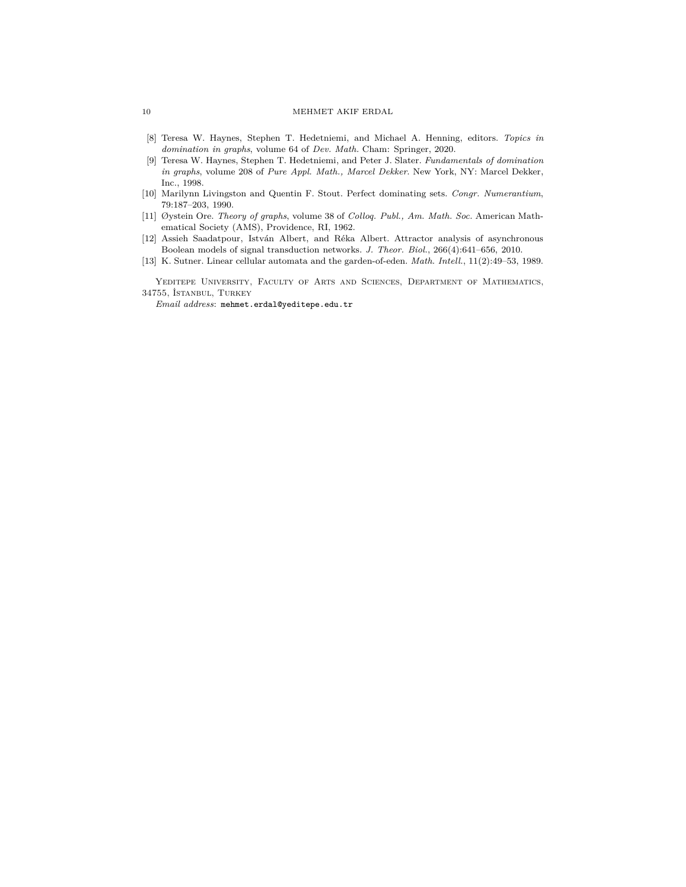[8] Teresa W. Haynes, Stephen T. Hedetniemi, and Michael A. Henning, editors. *Topics in domination in graphs*, volume 64 of *Dev. Math.* Cham: Springer, 2020.

[9] Teresa W. Haynes, Stephen T. Hedetniemi, and Peter J. Slater. *Fundamentals of domination in graphs*, volume 208 of *Pure Appl. Math., Marcel Dekker*. New York, NY: Marcel Dekker, Inc., 1998.

[10] Marilynn Livingston and Quentin F. Stout. Perfect dominating sets. *Congr. Numerantium*, 79:187–203, 1990.

[11] Øystein Ore. *Theory of graphs*, volume 38 of *Colloq. Publ., Am. Math. Soc.* American Mathematical Society (AMS), Providence, RI, 1962.

[12] Assieh Saadatpour, István Albert, and Réka Albert. Attractor analysis of asynchronous Boolean models of signal transduction networks. *J. Theor. Biol.*, 266(4):641–656, 2010.

[13] K. Sutner. Linear cellular automata and the garden-of-eden. *Math. Intell.*, 11(2):49–53, 1989.

Yeditepe University, Faculty of Arts and Sciences, Department of Mathematics, 34755, İstanbul, Turkey

*Email address*: mehmet.erdal@yeditepe.edu.tr